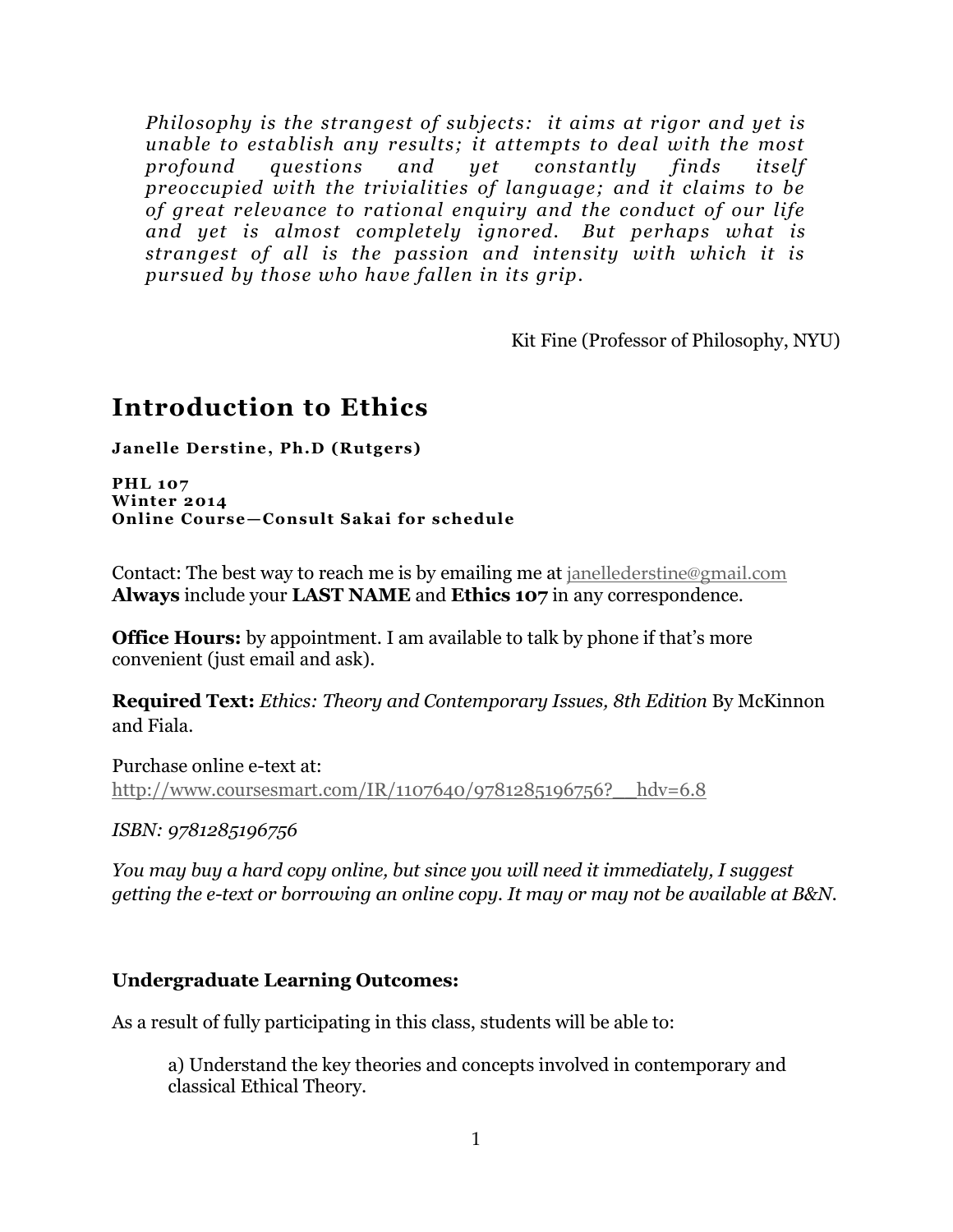> *Philosophy is the strangest of subjects: it aims at rigor and yet is unable to establish any results; it attempts to deal with the most profound questions and yet constantly finds itself preoccupied with the trivialities of language; and it claims to be of great relevance to rational enquiry and the conduct of our life and yet is almost completely ignored. But perhaps what is strangest of all is the passion and intensity with which it is pursued by those who have fallen in its grip.*

Kit Fine (Professor of Philosophy, NYU)

# Introduction to Ethics

**Janelle Derstine, Ph.D (Rutgers)**

**PHL 107**
**Winter 2014**
**Online Course—Consult Sakai for schedule**

Contact: The best way to reach me is by emailing me at janellederstine@gmail.com
**Always** include your **LAST NAME** and **Ethics 107** in any correspondence.

**Office Hours:** by appointment. I am available to talk by phone if that's more convenient (just email and ask).

**Required Text:** *Ethics: Theory and Contemporary Issues, 8th Edition* By McKinnon and Fiala.

Purchase online e-text at:
http://www.coursesmart.com/IR/1107640/9781285196756?__hdv=6.8

*ISBN: 9781285196756*

*You may buy a hard copy online, but since you will need it immediately, I suggest getting the e-text or borrowing an online copy. It may or may not be available at B&N.*

**Undergraduate Learning Outcomes:**

As a result of fully participating in this class, students will be able to:

a) Understand the key theories and concepts involved in contemporary and classical Ethical Theory.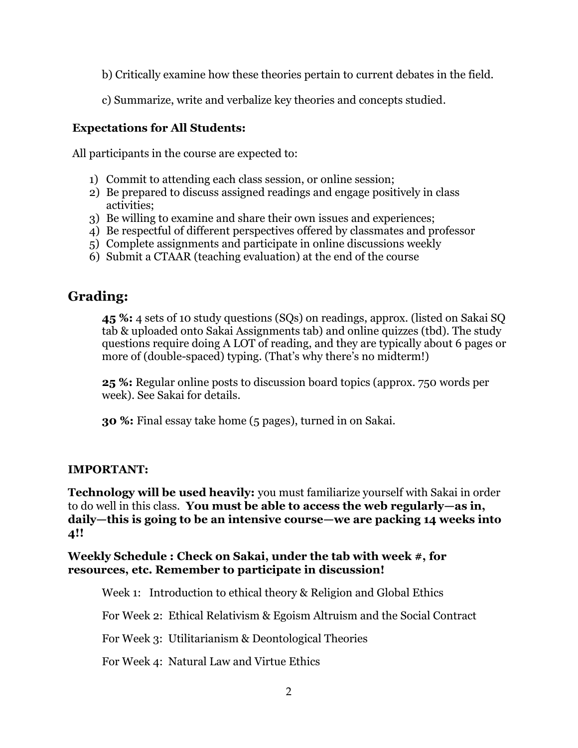b) Critically examine how these theories pertain to current debates in the field.

c) Summarize, write and verbalize key theories and concepts studied.

**Expectations for All Students:**

All participants in the course are expected to:

1) Commit to attending each class session, or online session;
2) Be prepared to discuss assigned readings and engage positively in class activities;
3) Be willing to examine and share their own issues and experiences;
4) Be respectful of different perspectives offered by classmates and professor
5) Complete assignments and participate in online discussions weekly
6) Submit a CTAAR (teaching evaluation) at the end of the course

## Grading:

**45 %:** 4 sets of 10 study questions (SQs) on readings, approx. (listed on Sakai SQ tab & uploaded onto Sakai Assignments tab) and online quizzes (tbd). The study questions require doing A LOT of reading, and they are typically about 6 pages or more of (double-spaced) typing. (That's why there's no midterm!)

**25 %:** Regular online posts to discussion board topics (approx. 750 words per week). See Sakai for details.

**30 %:** Final essay take home (5 pages), turned in on Sakai.

**IMPORTANT:**

**Technology will be used heavily:** you must familiarize yourself with Sakai in order to do well in this class. **You must be able to access the web regularly—as in, daily—this is going to be an intensive course—we are packing 14 weeks into 4!!**

**Weekly Schedule : Check on Sakai, under the tab with week #, for resources, etc. Remember to participate in discussion!**

Week 1: Introduction to ethical theory & Religion and Global Ethics

For Week 2: Ethical Relativism & Egoism Altruism and the Social Contract

For Week 3: Utilitarianism & Deontological Theories

For Week 4: Natural Law and Virtue Ethics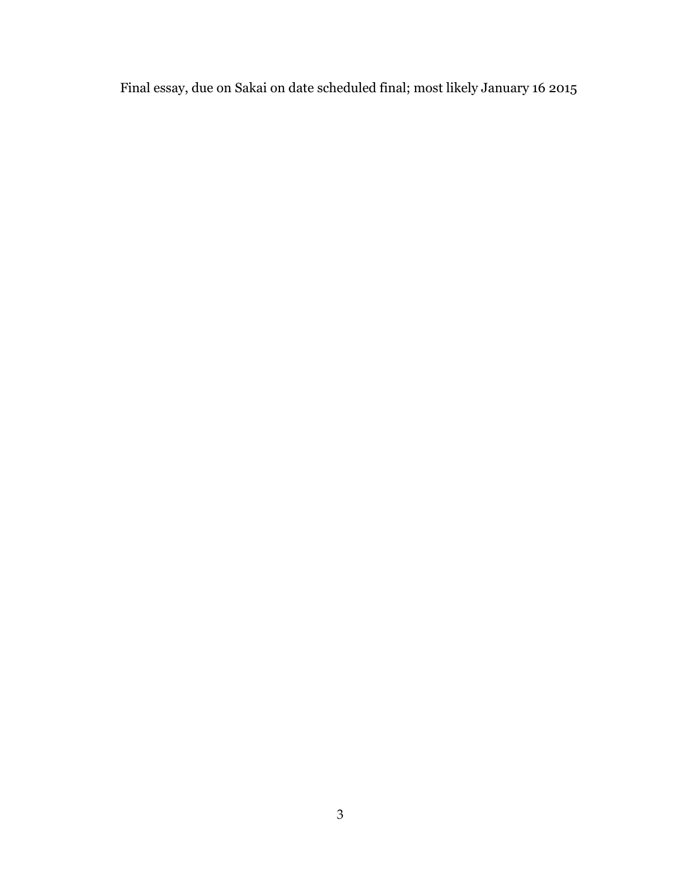Final essay, due on Sakai on date scheduled final; most likely January 16 2015